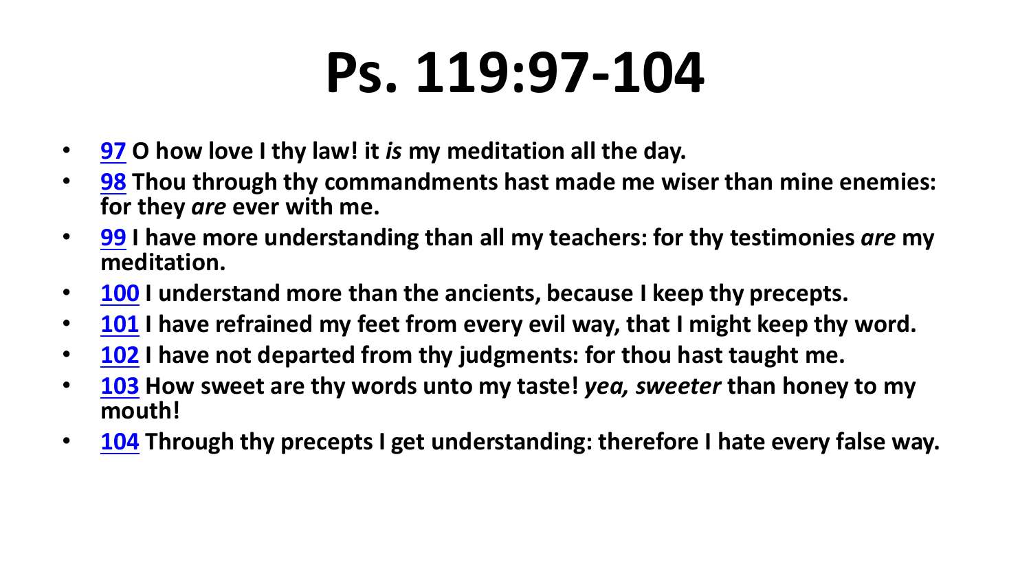# Ps. 119:97-104

- **97 O how love I thy law! it *is* my meditation all the day.**
- **98 Thou through thy commandments hast made me wiser than mine enemies: for they *are* ever with me.**
- **99 I have more understanding than all my teachers: for thy testimonies *are* my meditation.**
- **100 I understand more than the ancients, because I keep thy precepts.**
- **101 I have refrained my feet from every evil way, that I might keep thy word.**
- **102 I have not departed from thy judgments: for thou hast taught me.**
- **103 How sweet are thy words unto my taste! *yea, sweeter* than honey to my mouth!**
- **104 Through thy precepts I get understanding: therefore I hate every false way.**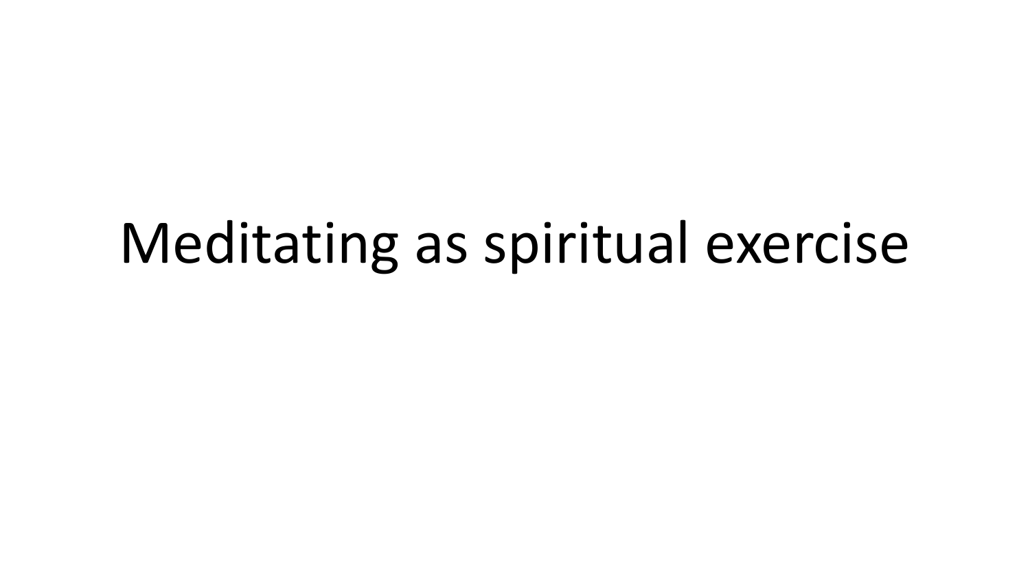# Meditating as spiritual exercise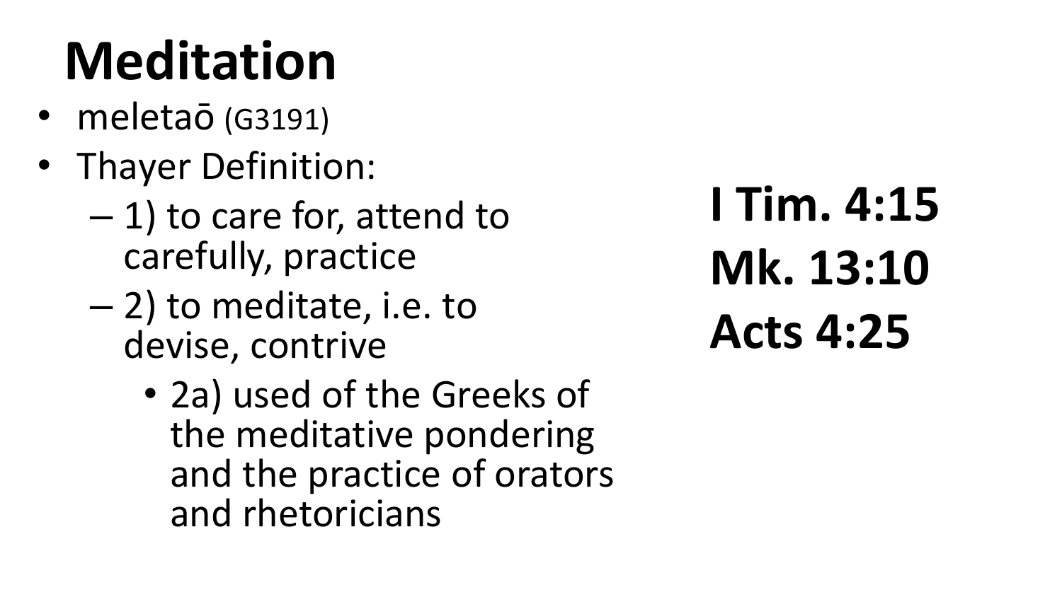# Meditation

- meletaō (G3191)
- Thayer Definition:
  - 1) to care for, attend to carefully, practice
  - 2) to meditate, i.e. to devise, contrive
    - 2a) used of the Greeks of the meditative pondering and the practice of orators and rhetoricians

**I Tim. 4:15**
**Mk. 13:10**
**Acts 4:25**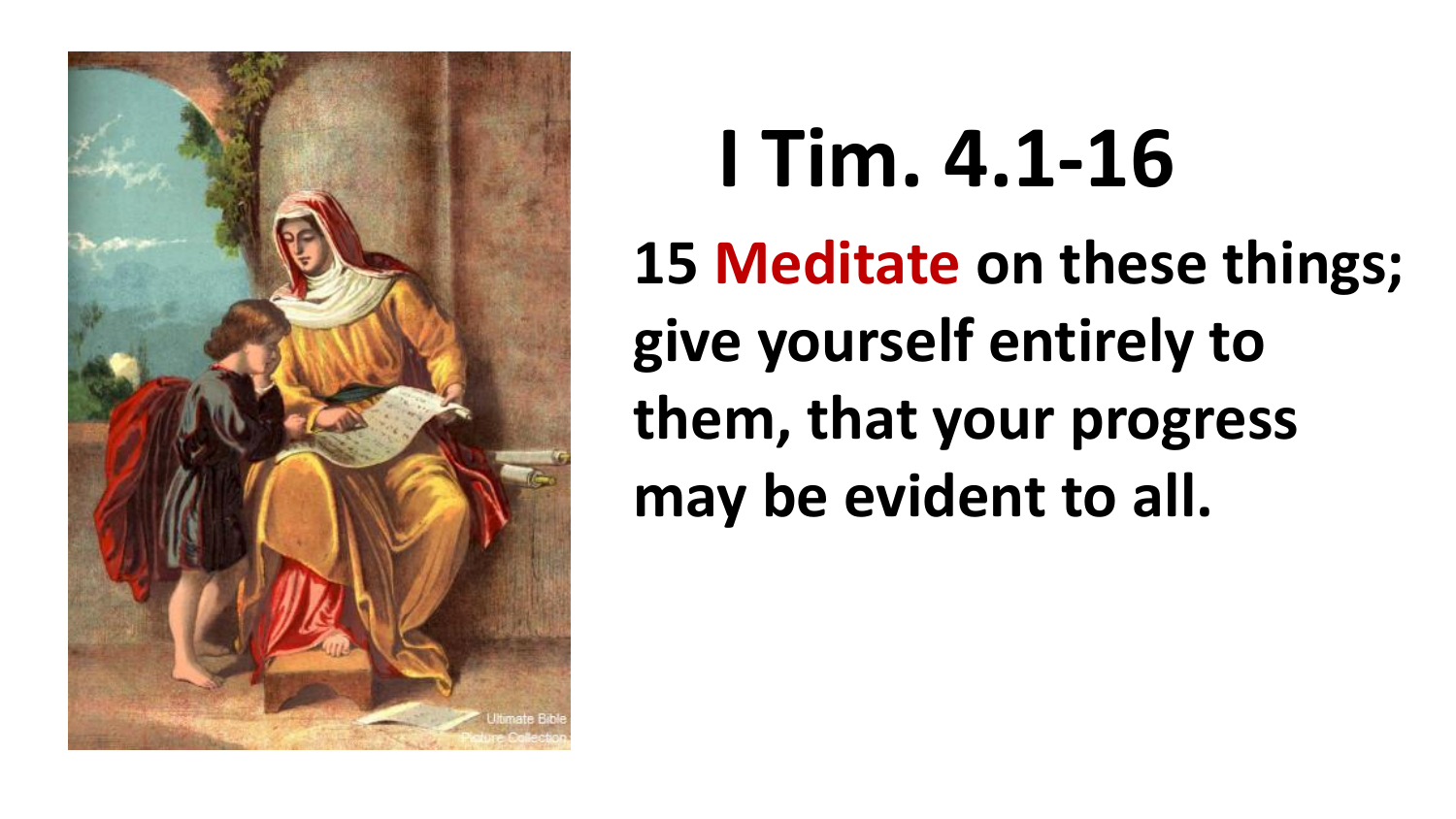# I Tim. 4.1-16

**15 Meditate on these things; give yourself entirely to them, that your progress may be evident to all.**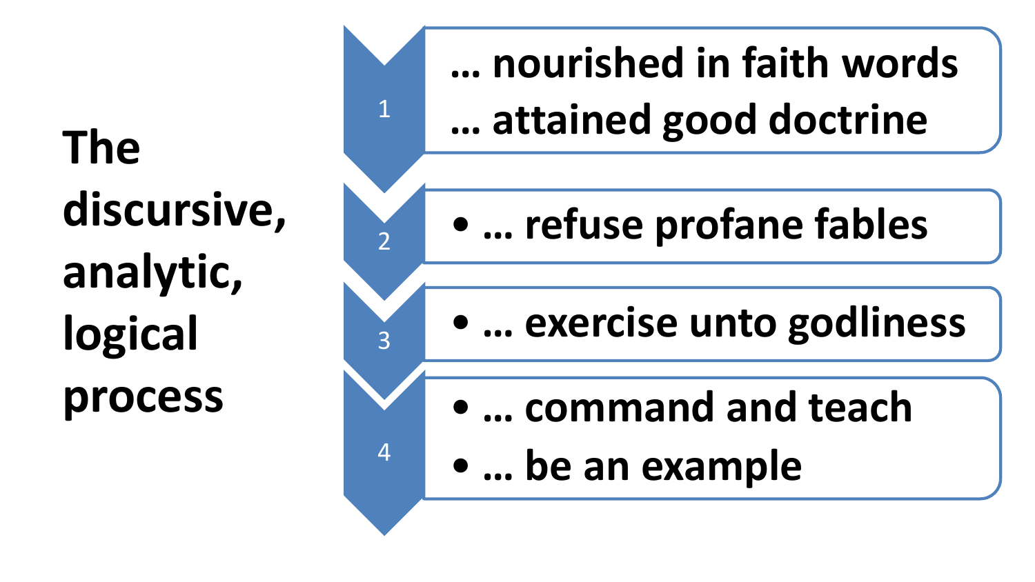# The discursive, analytic, logical process

1. … nourished in faith words
   … attained good doctrine
2. - … refuse profane fables
3. - … exercise unto godliness
4. - … command and teach
   - … be an example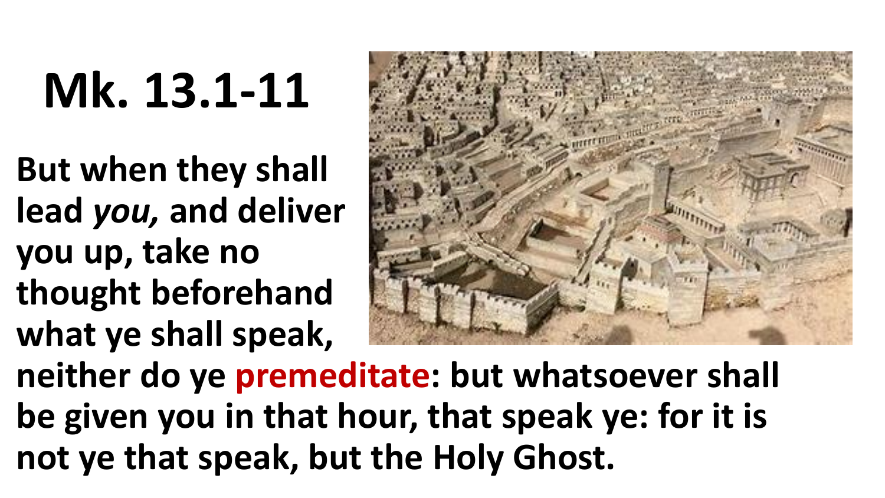# Mk. 13.1-11

**But when they shall lead *you,* and deliver you up, take no thought beforehand what ye shall speak, neither do ye premeditate: but whatsoever shall be given you in that hour, that speak ye: for it is not ye that speak, but the Holy Ghost.**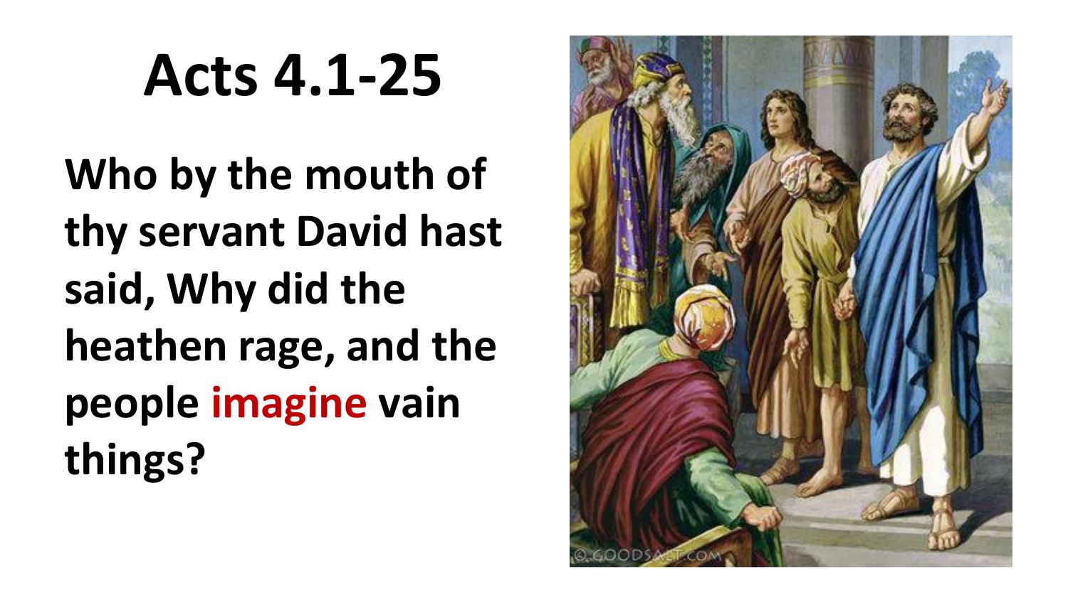# Acts 4.1-25

**Who by the mouth of thy servant David hast said, Why did the heathen rage, and the people imagine vain things?**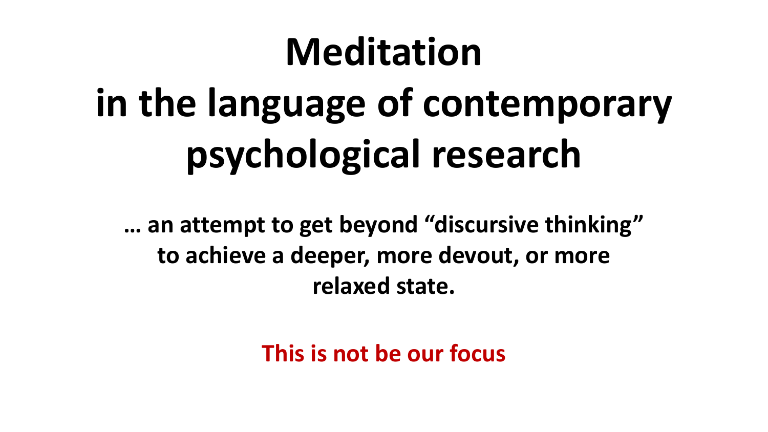# Meditation in the language of contemporary psychological research

**… an attempt to get beyond "discursive thinking" to achieve a deeper, more devout, or more relaxed state.**

**This is not be our focus**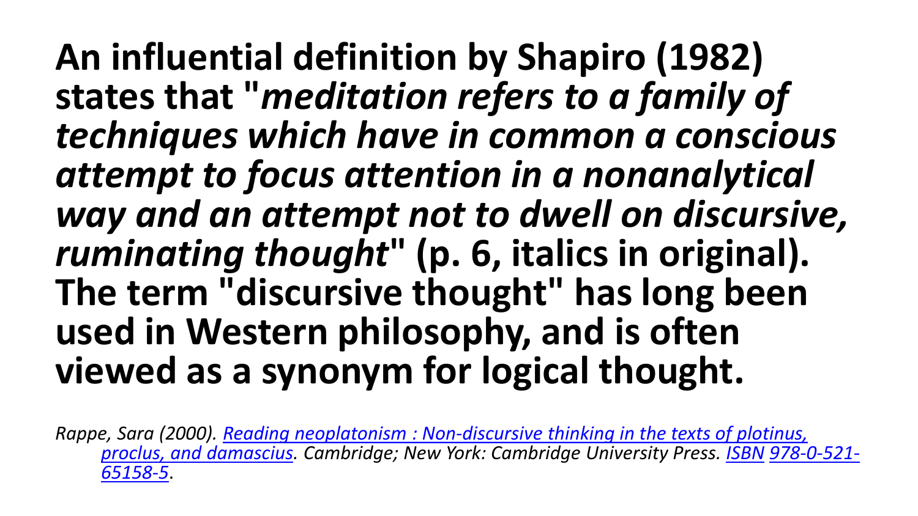**An influential definition by Shapiro (1982) states that "*meditation refers to a family of techniques which have in common a conscious attempt to focus attention in a nonanalytical way and an attempt not to dwell on discursive, ruminating thought*" (p. 6, italics in original). The term "discursive thought" has long been used in Western philosophy, and is often viewed as a synonym for logical thought.**

*Rappe, Sara (2000). [Reading neoplatonism : Non-discursive thinking in the texts of plotinus, proclus, and damascius](). Cambridge; New York: Cambridge University Press. [ISBN]() [978-0-521-65158-5]().*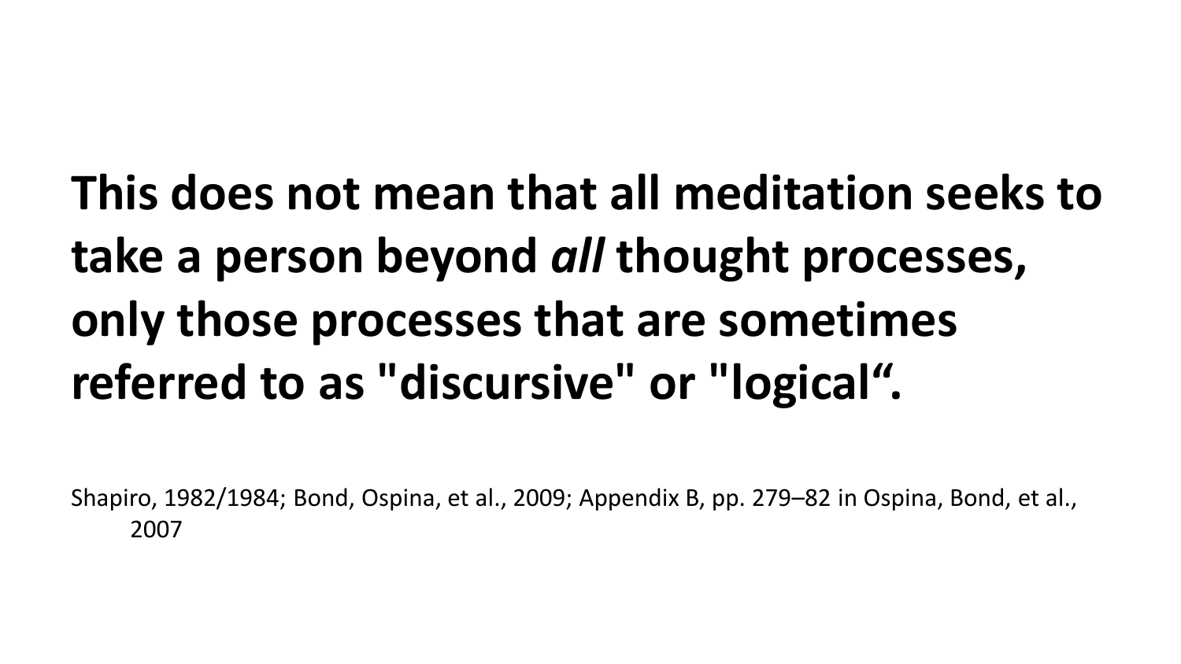**This does not mean that all meditation seeks to take a person beyond *all* thought processes, only those processes that are sometimes referred to as "discursive" or "logical“.**

Shapiro, 1982/1984; Bond, Ospina, et al., 2009; Appendix B, pp. 279–82 in Ospina, Bond, et al., 2007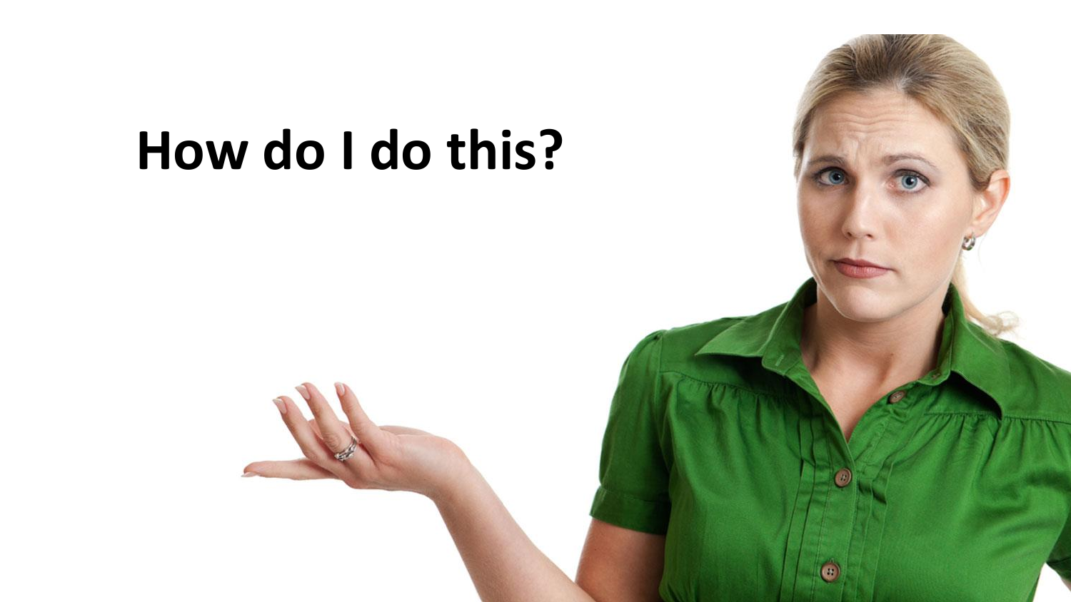# How do I do this?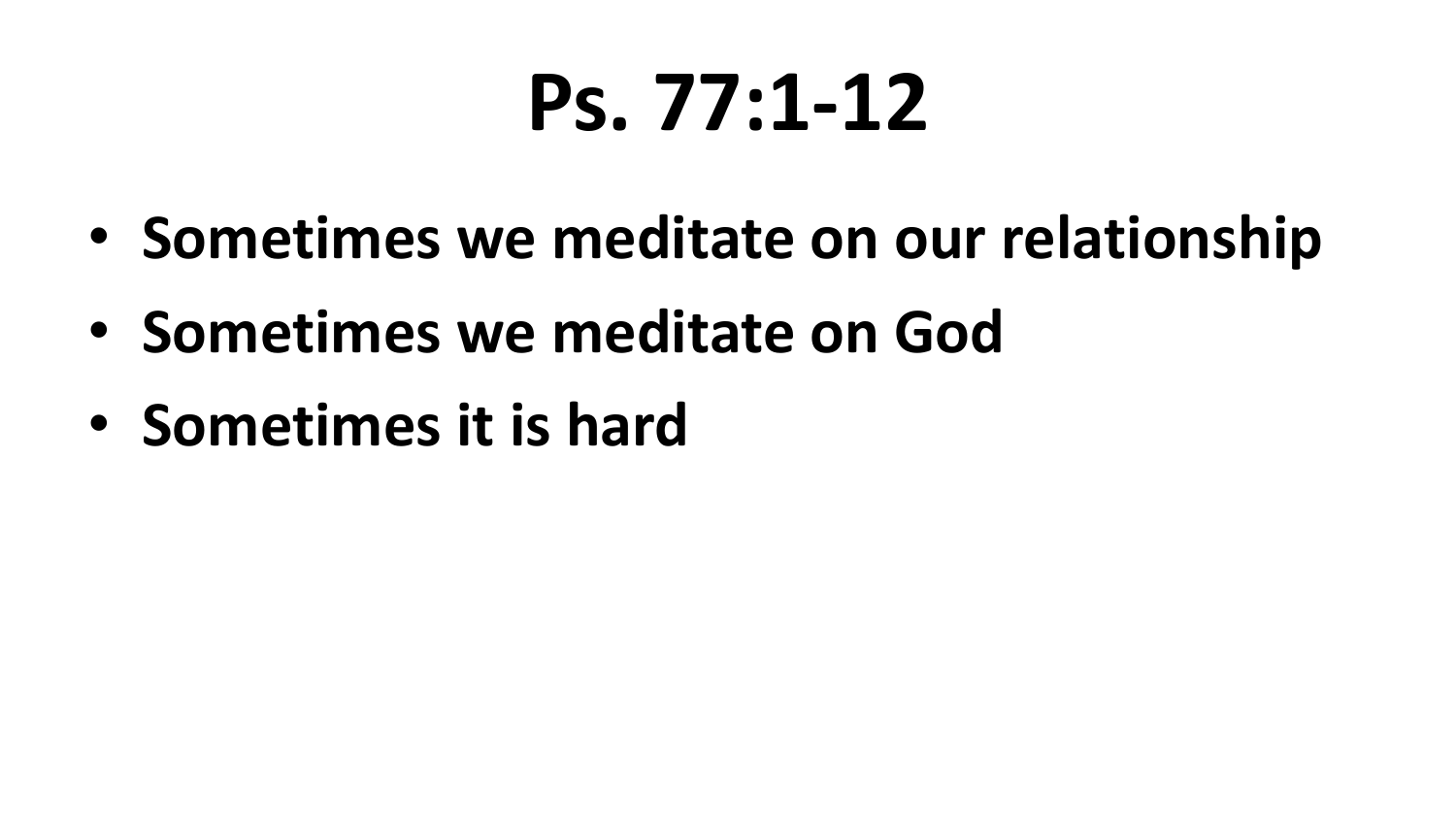# Ps. 77:1-12

- **Sometimes we meditate on our relationship**
- **Sometimes we meditate on God**
- **Sometimes it is hard**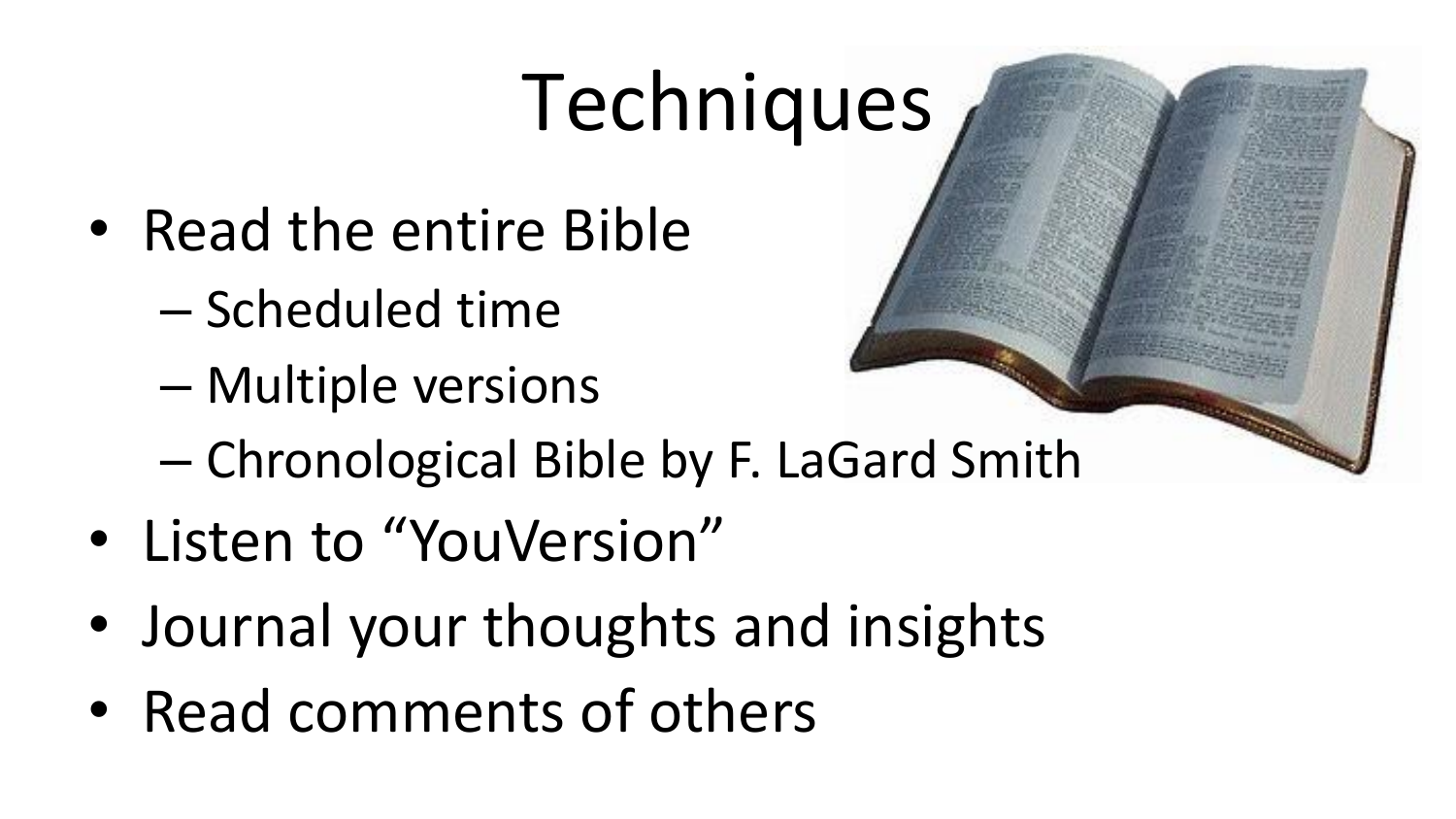# Techniques

- Read the entire Bible
  - Scheduled time
  - Multiple versions
  - Chronological Bible by F. LaGard Smith
- Listen to "YouVersion"
- Journal your thoughts and insights
- Read comments of others